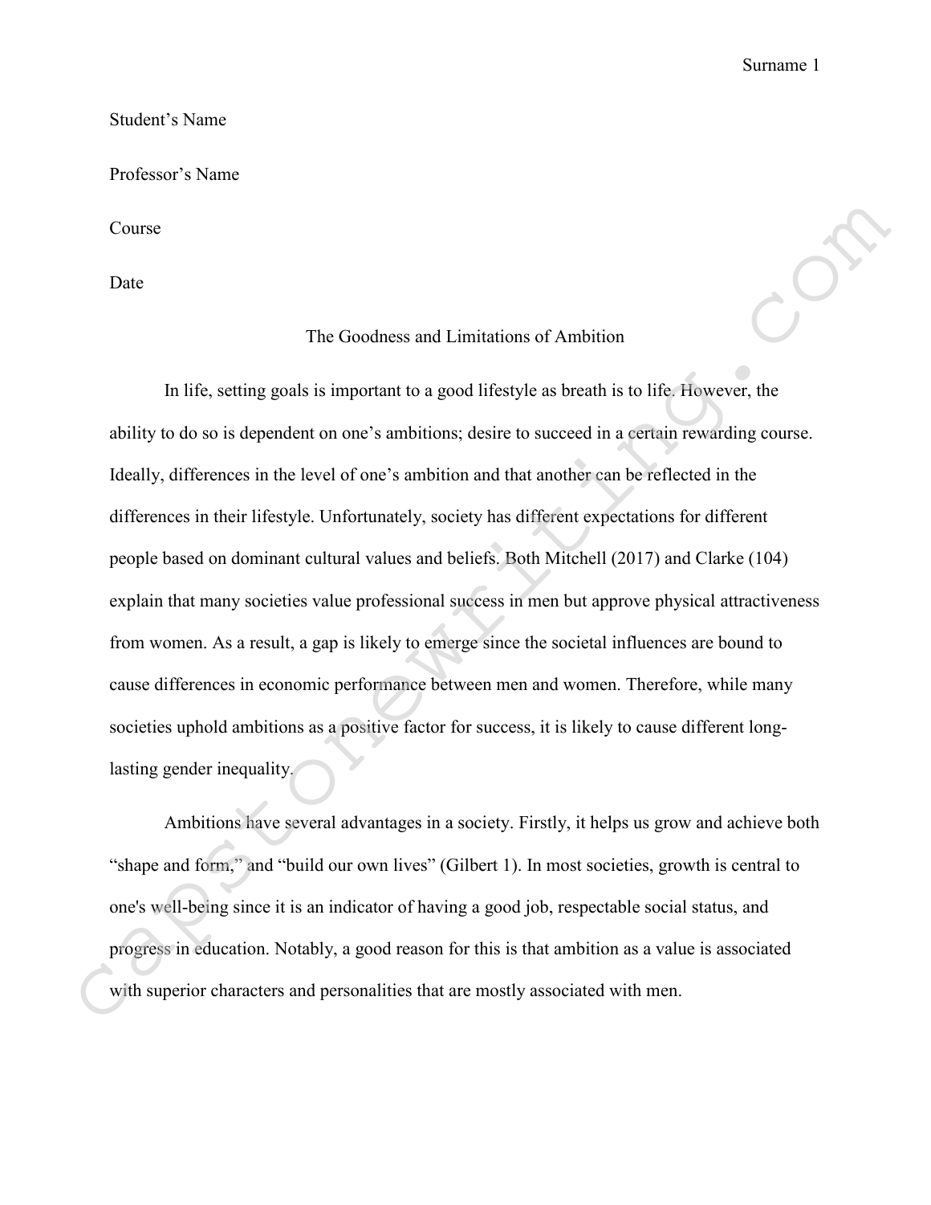Student's Name

Professor's Name

Course

Date

# The Goodness and Limitations of Ambition

In life, setting goals is important to a good lifestyle as breath is to life. However, the ability to do so is dependent on one's ambitions; desire to succeed in a certain rewarding course. Ideally, differences in the level of one's ambition and that another can be reflected in the differences in their lifestyle. Unfortunately, society has different expectations for different people based on dominant cultural values and beliefs. Both Mitchell (2017) and Clarke (104) explain that many societies value professional success in men but approve physical attractiveness from women. As a result, a gap is likely to emerge since the societal influences are bound to cause differences in economic performance between men and women. Therefore, while many societies uphold ambitions as a positive factor for success, it is likely to cause different long-lasting gender inequality.

Ambitions have several advantages in a society. Firstly, it helps us grow and achieve both "shape and form," and "build our own lives" (Gilbert 1). In most societies, growth is central to one's well-being since it is an indicator of having a good job, respectable social status, and progress in education. Notably, a good reason for this is that ambition as a value is associated with superior characters and personalities that are mostly associated with men.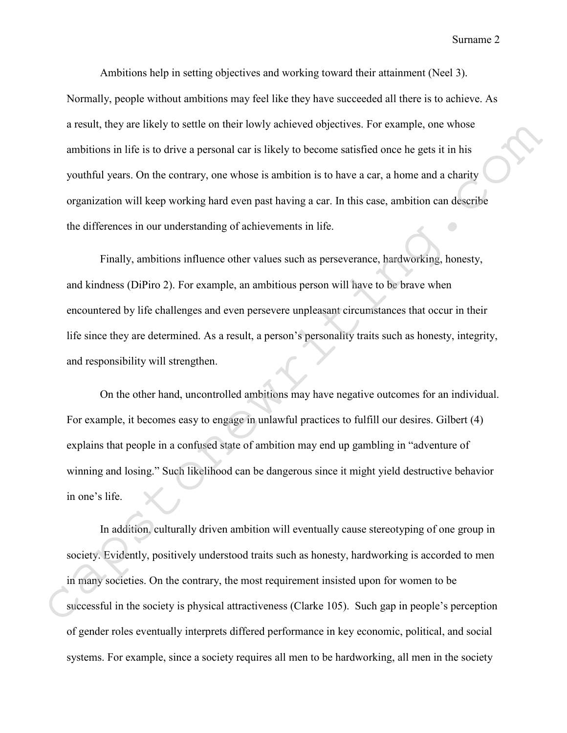Ambitions help in setting objectives and working toward their attainment (Neel 3). Normally, people without ambitions may feel like they have succeeded all there is to achieve. As a result, they are likely to settle on their lowly achieved objectives. For example, one whose ambitions in life is to drive a personal car is likely to become satisfied once he gets it in his youthful years. On the contrary, one whose is ambition is to have a car, a home and a charity organization will keep working hard even past having a car. In this case, ambition can describe the differences in our understanding of achievements in life.

Finally, ambitions influence other values such as perseverance, hardworking, honesty, and kindness (DiPiro 2). For example, an ambitious person will have to be brave when encountered by life challenges and even persevere unpleasant circumstances that occur in their life since they are determined. As a result, a person's personality traits such as honesty, integrity, and responsibility will strengthen.

On the other hand, uncontrolled ambitions may have negative outcomes for an individual. For example, it becomes easy to engage in unlawful practices to fulfill our desires. Gilbert (4) explains that people in a confused state of ambition may end up gambling in "adventure of winning and losing." Such likelihood can be dangerous since it might yield destructive behavior in one's life.

In addition, culturally driven ambition will eventually cause stereotyping of one group in society. Evidently, positively understood traits such as honesty, hardworking is accorded to men in many societies. On the contrary, the most requirement insisted upon for women to be successful in the society is physical attractiveness (Clarke 105). Such gap in people's perception of gender roles eventually interprets differed performance in key economic, political, and social systems. For example, since a society requires all men to be hardworking, all men in the society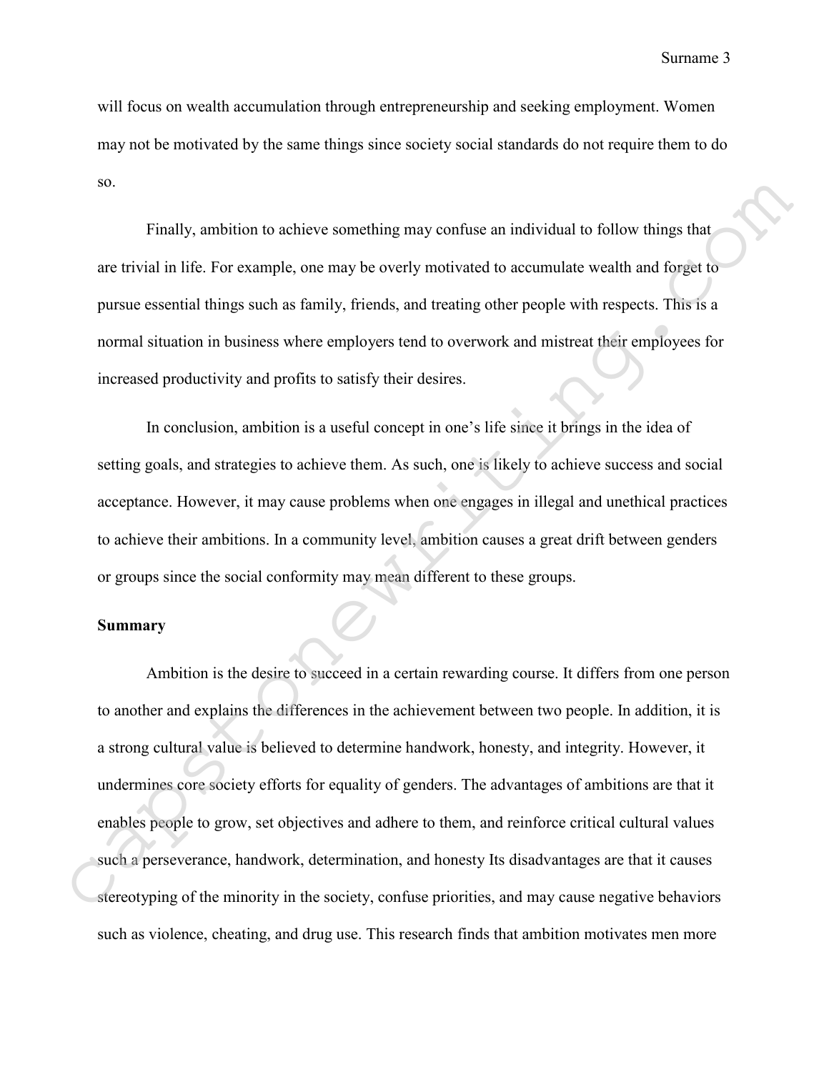will focus on wealth accumulation through entrepreneurship and seeking employment. Women may not be motivated by the same things since society social standards do not require them to do so.

Finally, ambition to achieve something may confuse an individual to follow things that are trivial in life. For example, one may be overly motivated to accumulate wealth and forget to pursue essential things such as family, friends, and treating other people with respects. This is a normal situation in business where employers tend to overwork and mistreat their employees for increased productivity and profits to satisfy their desires.

In conclusion, ambition is a useful concept in one's life since it brings in the idea of setting goals, and strategies to achieve them. As such, one is likely to achieve success and social acceptance. However, it may cause problems when one engages in illegal and unethical practices to achieve their ambitions. In a community level, ambition causes a great drift between genders or groups since the social conformity may mean different to these groups.

**Summary**

Ambition is the desire to succeed in a certain rewarding course. It differs from one person to another and explains the differences in the achievement between two people. In addition, it is a strong cultural value is believed to determine handwork, honesty, and integrity. However, it undermines core society efforts for equality of genders. The advantages of ambitions are that it enables people to grow, set objectives and adhere to them, and reinforce critical cultural values such a perseverance, handwork, determination, and honesty Its disadvantages are that it causes stereotyping of the minority in the society, confuse priorities, and may cause negative behaviors such as violence, cheating, and drug use. This research finds that ambition motivates men more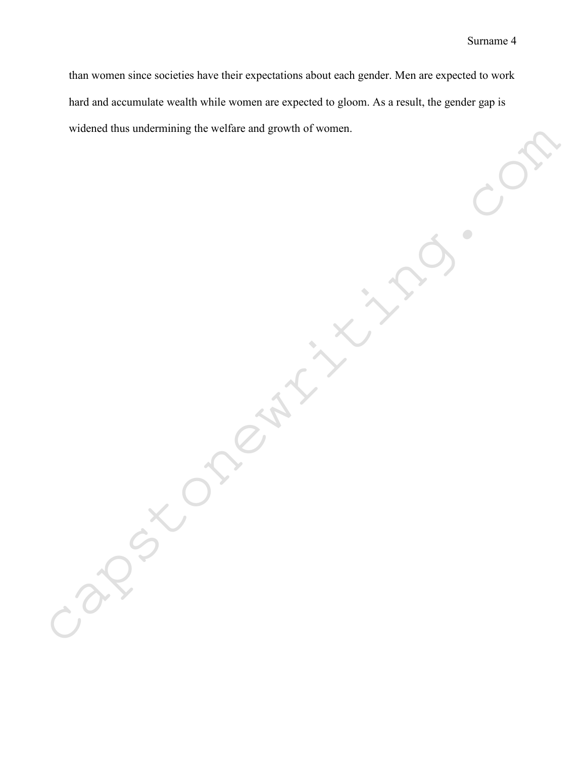than women since societies have their expectations about each gender. Men are expected to work hard and accumulate wealth while women are expected to gloom. As a result, the gender gap is widened thus undermining the welfare and growth of women.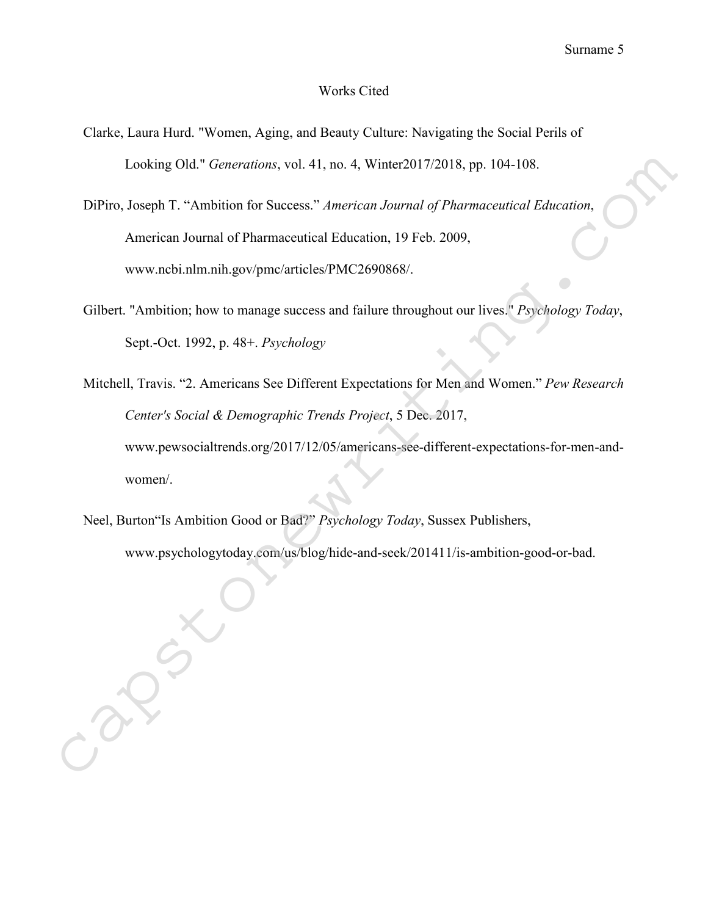# Works Cited

Clarke, Laura Hurd. "Women, Aging, and Beauty Culture: Navigating the Social Perils of Looking Old." *Generations*, vol. 41, no. 4, Winter2017/2018, pp. 104-108.

DiPiro, Joseph T. "Ambition for Success." *American Journal of Pharmaceutical Education*, American Journal of Pharmaceutical Education, 19 Feb. 2009, www.ncbi.nlm.nih.gov/pmc/articles/PMC2690868/.

Gilbert. "Ambition; how to manage success and failure throughout our lives." *Psychology Today*, Sept.-Oct. 1992, p. 48+. *Psychology*

Mitchell, Travis. "2. Americans See Different Expectations for Men and Women." *Pew Research Center's Social & Demographic Trends Project*, 5 Dec. 2017, www.pewsocialtrends.org/2017/12/05/americans-see-different-expectations-for-men-and-women/.

Neel, Burton"Is Ambition Good or Bad?" *Psychology Today*, Sussex Publishers, www.psychologytoday.com/us/blog/hide-and-seek/201411/is-ambition-good-or-bad.